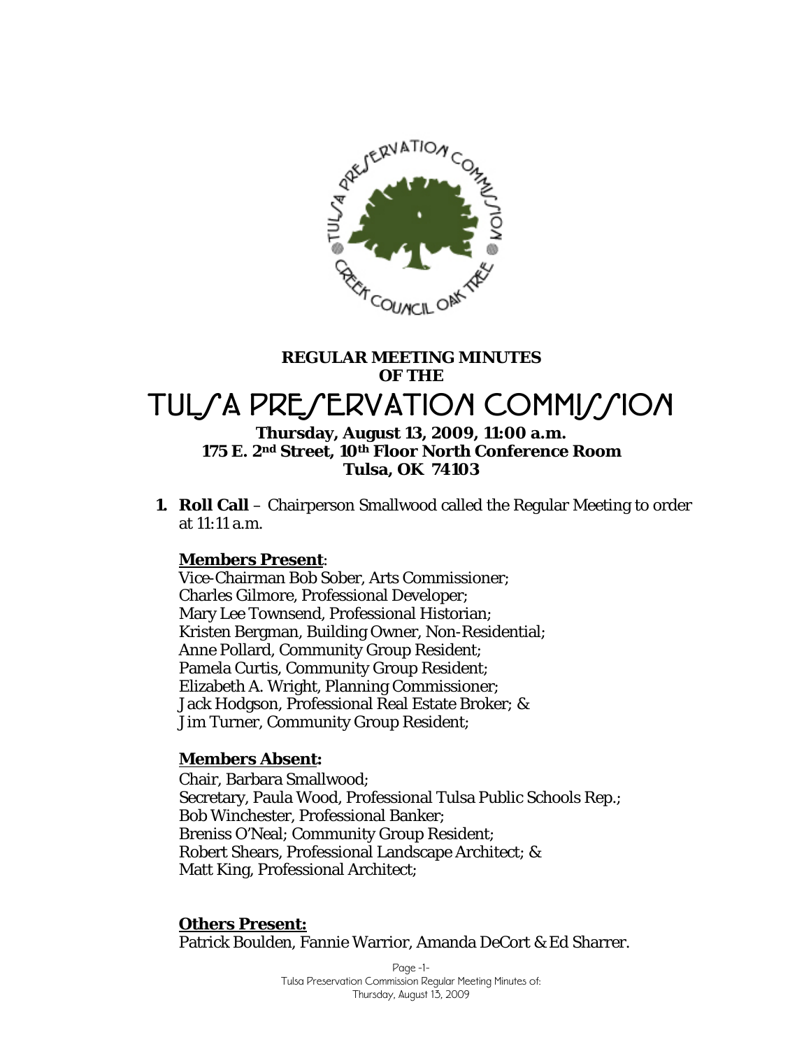**REGULAR MEETING MINUTES OF THE**

# TULSA PRESERVATION COMMISSION

**Thursday, August 13, 2009, 11:00 a.m.**
**175 E. 2nd Street, 10th Floor North Conference Room**
**Tulsa, OK 74103**

1. **Roll Call** – Chairperson Smallwood called the Regular Meeting to order at 11:11 a.m.

**Members Present**:
Vice-Chairman Bob Sober, Arts Commissioner;
Charles Gilmore, Professional Developer;
Mary Lee Townsend, Professional Historian;
Kristen Bergman, Building Owner, Non-Residential;
Anne Pollard, Community Group Resident;
Pamela Curtis, Community Group Resident;
Elizabeth A. Wright, Planning Commissioner;
Jack Hodgson, Professional Real Estate Broker; &
Jim Turner, Community Group Resident;

**Members Absent:**
Chair, Barbara Smallwood;
Secretary, Paula Wood, Professional Tulsa Public Schools Rep.;
Bob Winchester, Professional Banker;
Breniss O'Neal; Community Group Resident;
Robert Shears, Professional Landscape Architect; &
Matt King, Professional Architect;

**Others Present:**
Patrick Boulden, Fannie Warrior, Amanda DeCort & Ed Sharrer.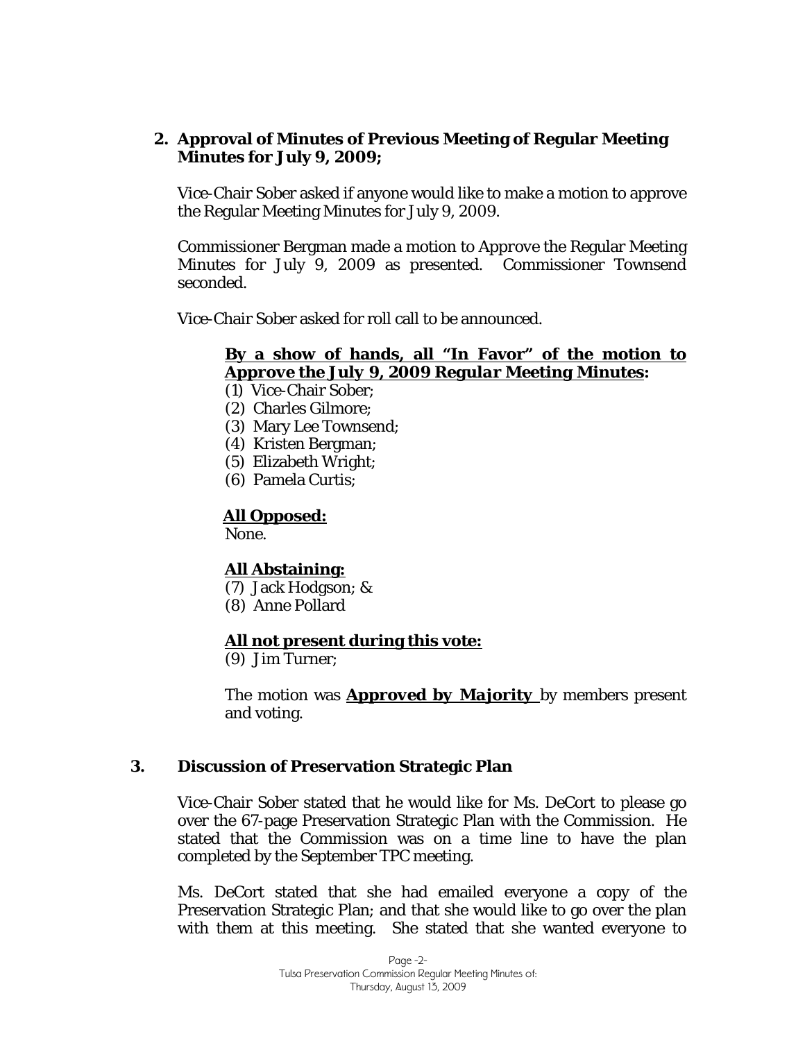**2. Approval of Minutes of Previous Meeting of Regular Meeting Minutes for July 9, 2009;**

Vice-Chair Sober asked if anyone would like to make a motion to approve the Regular Meeting Minutes for July 9, 2009.

Commissioner Bergman made a motion to Approve the Regular Meeting Minutes for July 9, 2009 as presented. Commissioner Townsend seconded.

Vice-Chair Sober asked for roll call to be announced.

**By a show of hands, all "In Favor" of the motion to Approve the July 9, 2009 Regular Meeting Minutes:**

(1) Vice-Chair Sober;
(2) Charles Gilmore;
(3) Mary Lee Townsend;
(4) Kristen Bergman;
(5) Elizabeth Wright;
(6) Pamela Curtis;

**All Opposed:**

None.

**All Abstaining:**

(7) Jack Hodgson; &
(8) Anne Pollard

**All not present during this vote:**

(9) Jim Turner;

The motion was **Approved by Majority** by members present and voting.

**3. Discussion of Preservation Strategic Plan**

Vice-Chair Sober stated that he would like for Ms. DeCort to please go over the 67-page Preservation Strategic Plan with the Commission. He stated that the Commission was on a time line to have the plan completed by the September TPC meeting.

Ms. DeCort stated that she had emailed everyone a copy of the Preservation Strategic Plan; and that she would like to go over the plan with them at this meeting. She stated that she wanted everyone to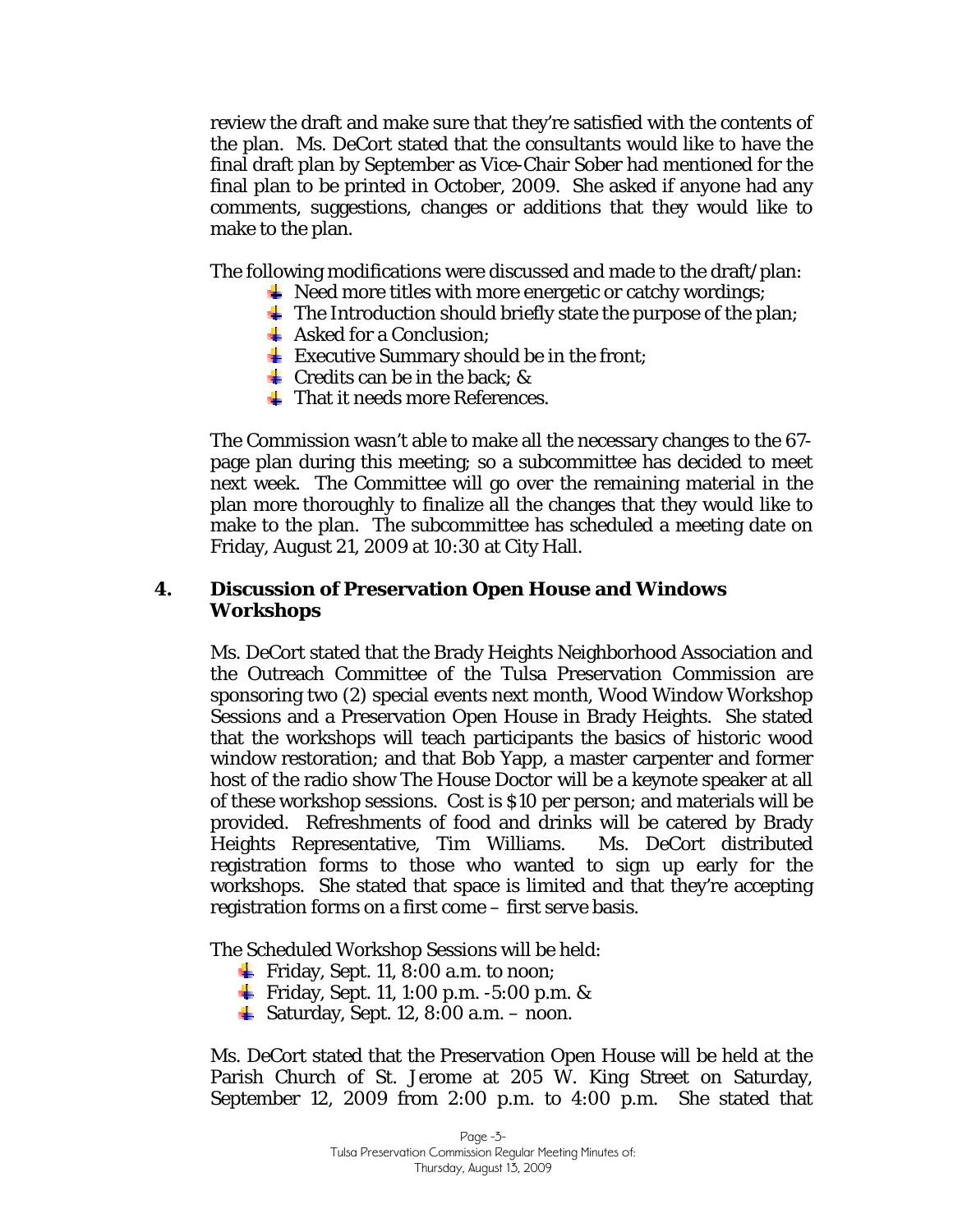review the draft and make sure that they're satisfied with the contents of the plan. Ms. DeCort stated that the consultants would like to have the final draft plan by September as Vice-Chair Sober had mentioned for the final plan to be printed in October, 2009. She asked if anyone had any comments, suggestions, changes or additions that they would like to make to the plan.

The following modifications were discussed and made to the draft/plan:

- Need more titles with more energetic or catchy wordings;
- The Introduction should briefly state the purpose of the plan;
- Asked for a Conclusion;
- Executive Summary should be in the front;
- Credits can be in the back; &
- That it needs more References.

The Commission wasn't able to make all the necessary changes to the 67-page plan during this meeting; so a subcommittee has decided to meet next week. The Committee will go over the remaining material in the plan more thoroughly to finalize all the changes that they would like to make to the plan. The subcommittee has scheduled a meeting date on Friday, August 21, 2009 at 10:30 at City Hall.

## 4. Discussion of Preservation Open House and Windows Workshops

Ms. DeCort stated that the Brady Heights Neighborhood Association and the Outreach Committee of the Tulsa Preservation Commission are sponsoring two (2) special events next month, Wood Window Workshop Sessions and a Preservation Open House in Brady Heights. She stated that the workshops will teach participants the basics of historic wood window restoration; and that Bob Yapp, a master carpenter and former host of the radio show The House Doctor will be a keynote speaker at all of these workshop sessions. Cost is $10 per person; and materials will be provided. Refreshments of food and drinks will be catered by Brady Heights Representative, Tim Williams. Ms. DeCort distributed registration forms to those who wanted to sign up early for the workshops. She stated that space is limited and that they're accepting registration forms on a first come – first serve basis.

The Scheduled Workshop Sessions will be held:

- Friday, Sept. 11, 8:00 a.m. to noon;
- Friday, Sept. 11, 1:00 p.m. -5:00 p.m. &
- Saturday, Sept. 12, 8:00 a.m. – noon.

Ms. DeCort stated that the Preservation Open House will be held at the Parish Church of St. Jerome at 205 W. King Street on Saturday, September 12, 2009 from 2:00 p.m. to 4:00 p.m. She stated that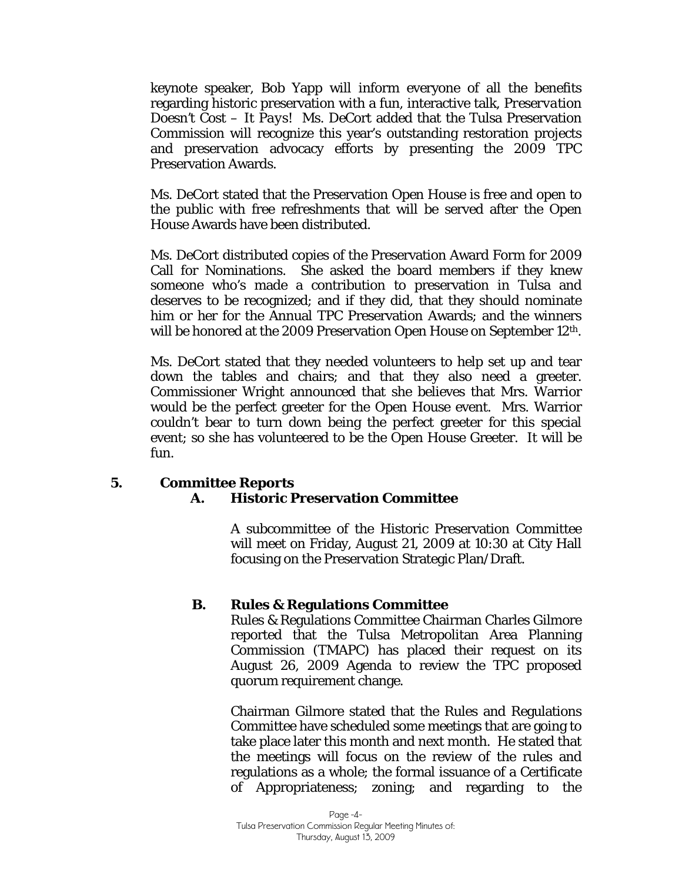keynote speaker, Bob Yapp will inform everyone of all the benefits regarding historic preservation with a fun, interactive talk, *Preservation Doesn't Cost – It Pays!* Ms. DeCort added that the Tulsa Preservation Commission will recognize this year's outstanding restoration projects and preservation advocacy efforts by presenting the 2009 TPC Preservation Awards.

Ms. DeCort stated that the Preservation Open House is free and open to the public with free refreshments that will be served after the Open House Awards have been distributed.

Ms. DeCort distributed copies of the Preservation Award Form for 2009 Call for Nominations. She asked the board members if they knew someone who's made a contribution to preservation in Tulsa and deserves to be recognized; and if they did, that they should nominate him or her for the Annual TPC Preservation Awards; and the winners will be honored at the 2009 Preservation Open House on September 12th.

Ms. DeCort stated that they needed volunteers to help set up and tear down the tables and chairs; and that they also need a greeter. Commissioner Wright announced that she believes that Mrs. Warrior would be the perfect greeter for the Open House event. Mrs. Warrior couldn't bear to turn down being the perfect greeter for this special event; so she has volunteered to be the Open House Greeter. It will be fun.

**5. Committee Reports**

**A. Historic Preservation Committee**

A subcommittee of the Historic Preservation Committee will meet on Friday, August 21, 2009 at 10:30 at City Hall focusing on the Preservation Strategic Plan/Draft.

**B. Rules & Regulations Committee**

Rules & Regulations Committee Chairman Charles Gilmore reported that the Tulsa Metropolitan Area Planning Commission (TMAPC) has placed their request on its August 26, 2009 Agenda to review the TPC proposed quorum requirement change.

Chairman Gilmore stated that the Rules and Regulations Committee have scheduled some meetings that are going to take place later this month and next month. He stated that the meetings will focus on the review of the rules and regulations as a whole; the formal issuance of a Certificate of Appropriateness; zoning; and regarding to the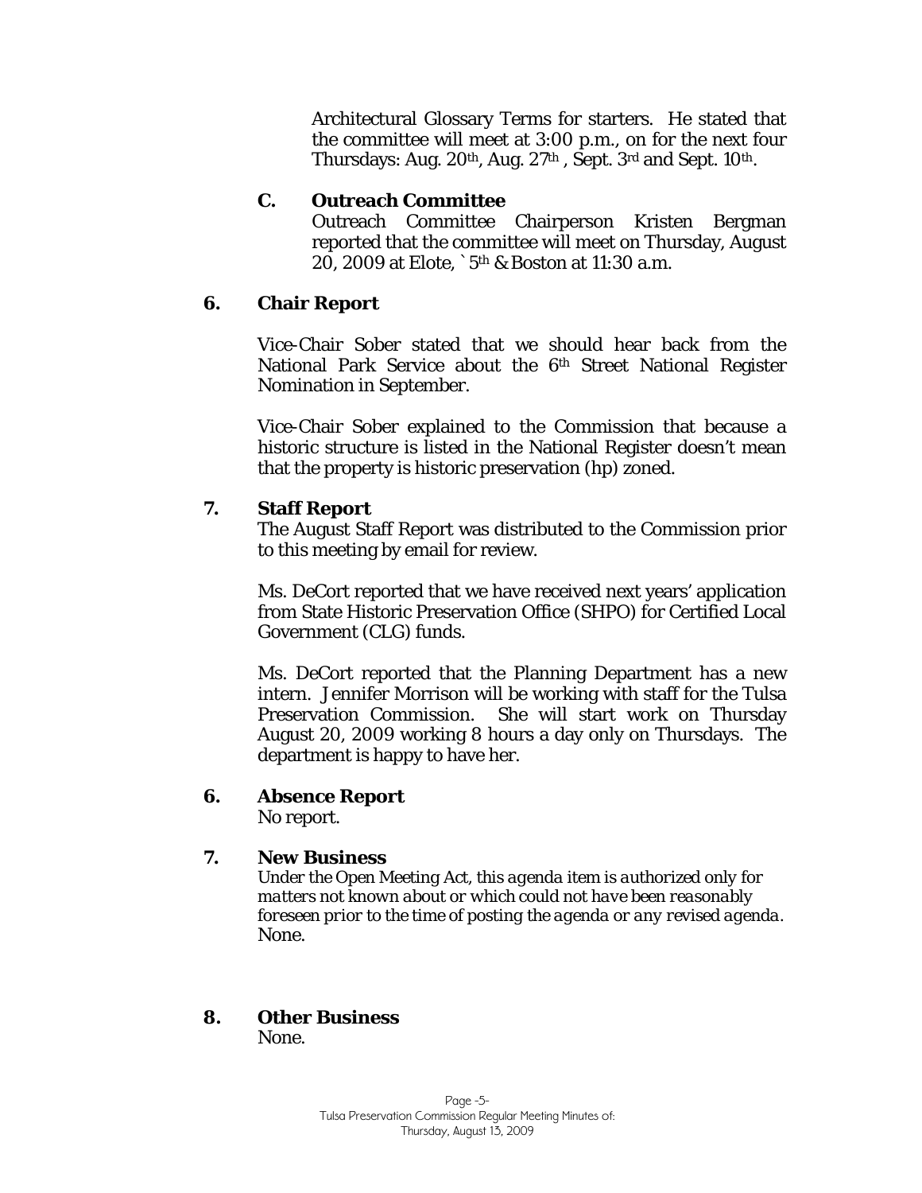Architectural Glossary Terms for starters. He stated that the committee will meet at 3:00 p.m., on for the next four Thursdays: Aug. 20th, Aug. 27th , Sept. 3rd and Sept. 10th.

**C. Outreach Committee**

Outreach Committee Chairperson Kristen Bergman reported that the committee will meet on Thursday, August 20, 2009 at Elote, ` 5th & Boston at 11:30 a.m.

**6. Chair Report**

Vice-Chair Sober stated that we should hear back from the National Park Service about the 6th Street National Register Nomination in September.

Vice-Chair Sober explained to the Commission that because a historic structure is listed in the National Register doesn't mean that the property is historic preservation (hp) zoned.

**7. Staff Report**

The August Staff Report was distributed to the Commission prior to this meeting by email for review.

Ms. DeCort reported that we have received next years' application from State Historic Preservation Office (SHPO) for Certified Local Government (CLG) funds.

Ms. DeCort reported that the Planning Department has a new intern. Jennifer Morrison will be working with staff for the Tulsa Preservation Commission. She will start work on Thursday August 20, 2009 working 8 hours a day only on Thursdays. The department is happy to have her.

**6. Absence Report**

No report.

**7. New Business**

*Under the Open Meeting Act, this agenda item is authorized only for matters not known about or which could not have been reasonably foreseen prior to the time of posting the agenda or any revised agenda.*

None.

**8. Other Business**

None.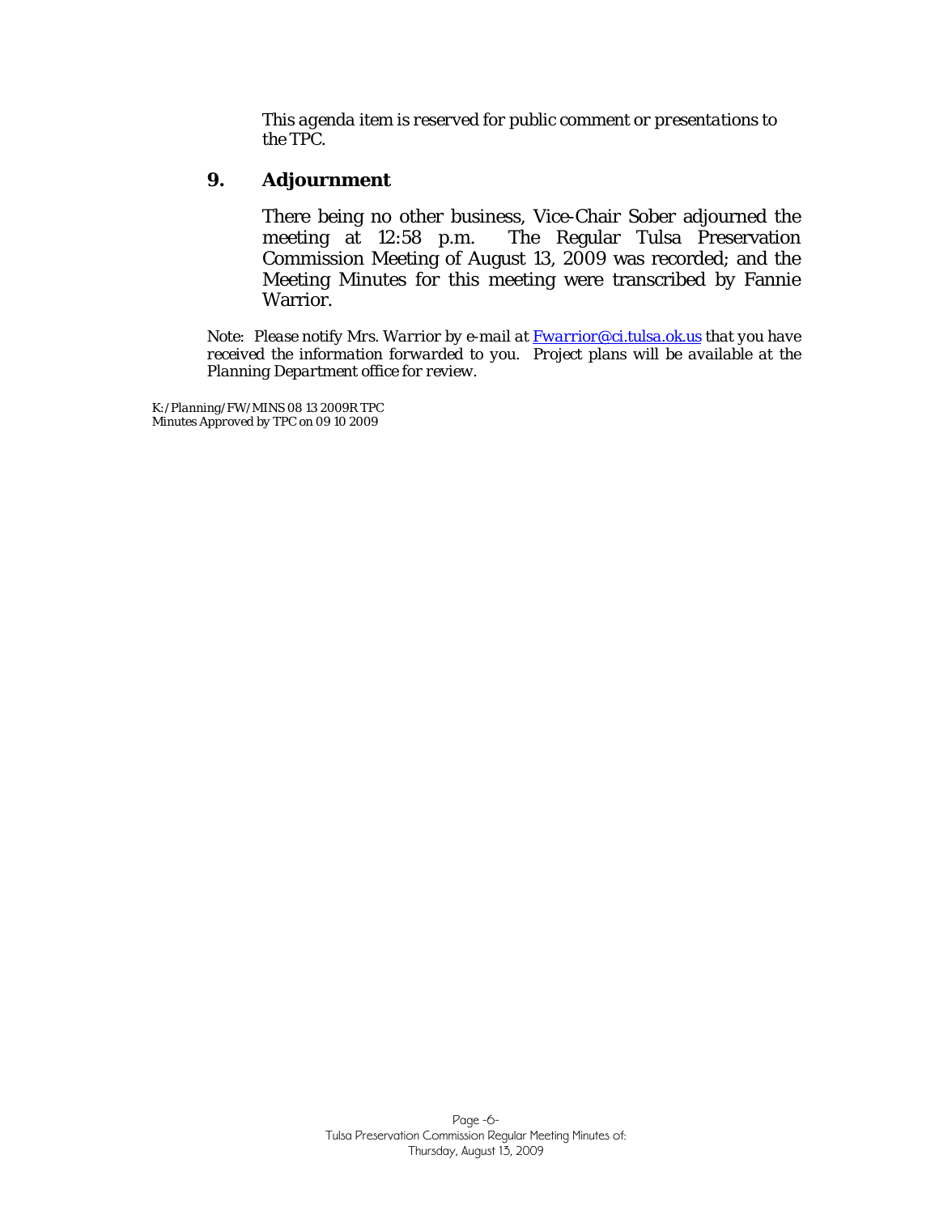*This agenda item is reserved for public comment or presentations to the TPC.*

## 9. Adjournment

There being no other business, Vice-Chair Sober adjourned the meeting at 12:58 p.m. The Regular Tulsa Preservation Commission Meeting of August 13, 2009 was recorded; and the Meeting Minutes for this meeting were transcribed by Fannie Warrior.

*Note: Please notify Mrs. Warrior by e-mail at Fwarrior@ci.tulsa.ok.us that you have received the information forwarded to you. Project plans will be available at the Planning Department office for review.*

*K:/Planning/FW/MINS 08 13 2009R TPC*
*Minutes Approved by TPC on 09 10 2009*